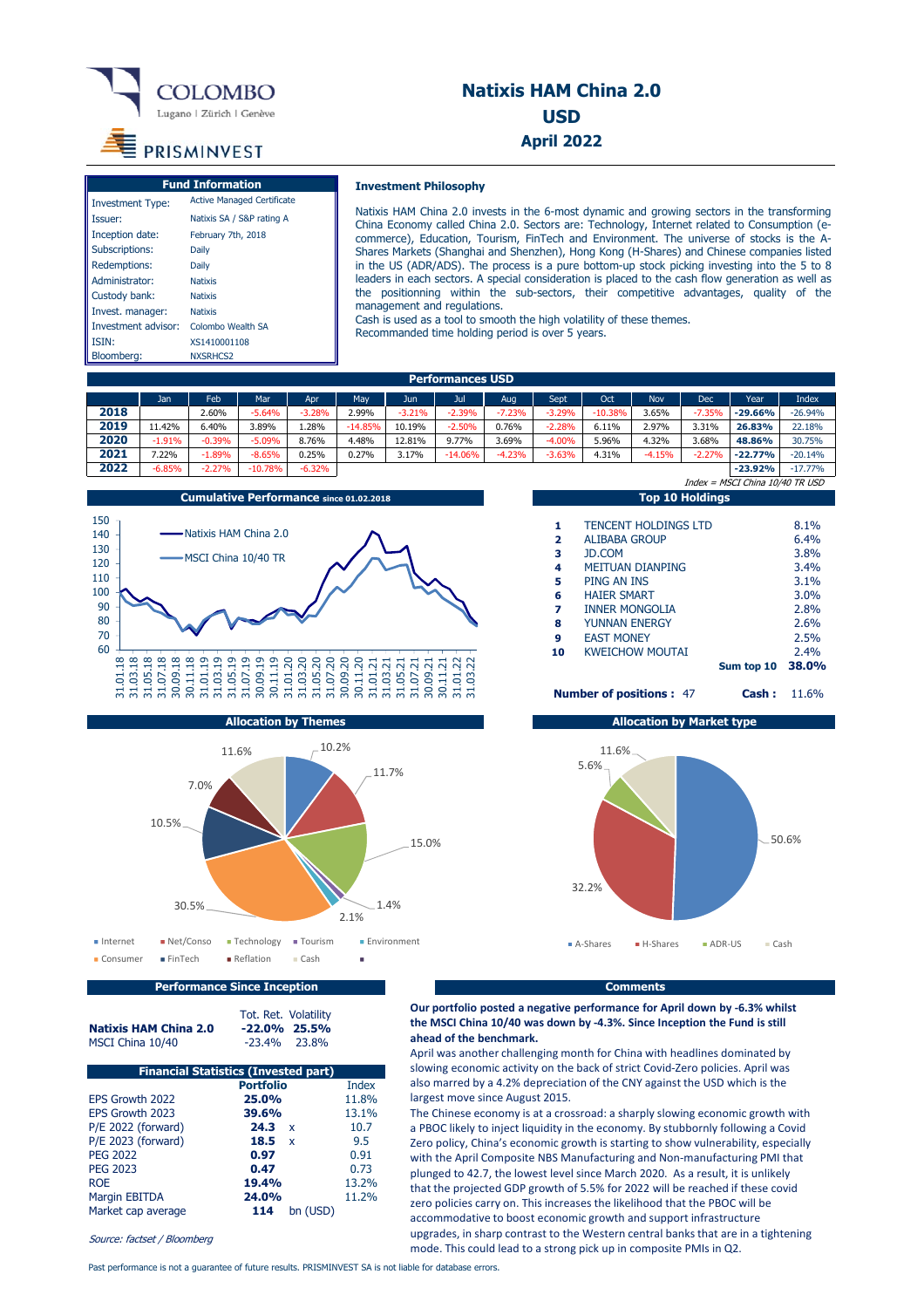# Natixis HAM China 2.0
## USD
## April 2022

COLOMBO — Lugano | Zürich | Genève

PRISMINVEST

### Fund Information

| Fund Information | |
|---|---|
| Investment Type: | Active Managed Certificate |
| Issuer: | Natixis SA / S&P rating A |
| Inception date: | February 7th, 2018 |
| Subscriptions: | Daily |
| Redemptions: | Daily |
| Administrator: | Natixis |
| Custody bank: | Natixis |
| Invest. manager: | Natixis |
| Investment advisor: | Colombo Wealth SA |
| ISIN: | XS1410001108 |
| Bloomberg: | NXSRHCS2 |

### Investment Philosophy

Natixis HAM China 2.0 invests in the 6-most dynamic and growing sectors in the transforming China Economy called China 2.0. Sectors are: Technology, Internet related to Consumption (e-commerce), Education, Tourism, FinTech and Environment. The universe of stocks is the A-Shares Markets (Shanghai and Shenzhen), Hong Kong (H-Shares) and Chinese companies listed in the US (ADR/ADS). The process is a pure bottom-up stock picking investing into the 5 to 8 leaders in each sectors. A special consideration is placed to the cash flow generation as well as the positionning within the sub-sectors, their competitive advantages, quality of the management and regulations.
Cash is used as a tool to smooth the high volatility of these themes.
Recommanded time holding period is over 5 years.

### Performances USD

| | Jan | Feb | Mar | Apr | May | Jun | Jul | Aug | Sept | Oct | Nov | Dec | Year | Index |
|---|---|---|---|---|---|---|---|---|---|---|---|---|---|---|
| **2018** | | 2.60% | -5.64% | -3.28% | 2.99% | -3.21% | -2.39% | -7.23% | -3.29% | -10.38% | 3.65% | -7.35% | **-29.66%** | -26.94% |
| **2019** | 11.42% | 6.40% | 3.89% | 1.28% | -14.85% | 10.19% | -2.50% | 0.76% | -2.28% | 6.11% | 2.97% | 3.31% | **26.83%** | 22.18% |
| **2020** | -1.91% | -0.39% | -5.09% | 8.76% | 4.48% | 12.81% | 9.77% | 3.69% | -4.00% | 5.96% | 4.32% | 3.68% | **48.86%** | 30.75% |
| **2021** | 7.22% | -1.89% | -8.65% | 0.25% | 0.27% | 3.17% | -14.06% | -4.23% | -3.63% | 4.31% | -4.15% | -2.27% | **-22.77%** | -20.14% |
| **2022** | -6.85% | -2.27% | -10.78% | -6.32% | | | | | | | | | **-23.92%** | -17.77% |

*Index = MSCI China 10/40 TR USD*

### Cumulative Performance since 01.02.2018

### Top 10 Holdings

| | | |
|---|---|---|
| 1 | TENCENT HOLDINGS LTD | 8.1% |
| 2 | ALIBABA GROUP | 6.4% |
| 3 | JD.COM | 3.8% |
| 4 | MEITUAN DIANPING | 3.4% |
| 5 | PING AN INS | 3.1% |
| 6 | HAIER SMART | 3.0% |
| 7 | INNER MONGOLIA | 2.8% |
| 8 | YUNNAN ENERGY | 2.6% |
| 9 | EAST MONEY | 2.5% |
| 10 | KWEICHOW MOUTAI | 2.4% |
| | **Sum top 10** | **38.0%** |

**Number of positions :** 47 **Cash :** 11.6%

### Allocation by Themes

### Allocation by Market type

### Performance Since Inception

| | Tot. Ret. | Volatility |
|---|---|---|
| **Natixis HAM China 2.0** | **-22.0%** | **25.5%** |
| MSCI China 10/40 | -23.4% | 23.8% |

### Financial Statistics (Invested part)

| | Portfolio | Index |
|---|---|---|
| EPS Growth 2022 | **25.0%** | 11.8% |
| EPS Growth 2023 | **39.6%** | 13.1% |
| P/E 2022 (forward) | **24.3** x | 10.7 |
| P/E 2023 (forward) | **18.5** x | 9.5 |
| PEG 2022 | **0.97** | 0.91 |
| PEG 2023 | **0.47** | 0.73 |
| ROE | **19.4%** | 13.2% |
| Margin EBITDA | **24.0%** | 11.2% |
| Market cap average | **114** bn (USD) | |

*Source: factset / Bloomberg*

### Comments

**Our portfolio posted a negative performance for April down by -6.3% whilst the MSCI China 10/40 was down by -4.3%. Since Inception the Fund is still ahead of the benchmark.**

April was another challenging month for China with headlines dominated by slowing economic activity on the back of strict Covid-Zero policies. April was also marred by a 4.2% depreciation of the CNY against the USD which is the largest move since August 2015.

The Chinese economy is at a crossroad: a sharply slowing economic growth with a PBOC likely to inject liquidity in the economy. By stubbornly following a Covid Zero policy, China's economic growth is starting to show vulnerability, especially with the April Composite NBS Manufacturing and Non-manufacturing PMI that plunged to 42.7, the lowest level since March 2020. As a result, it is unlikely that the projected GDP growth of 5.5% for 2022 will be reached if these covid zero policies carry on. This increases the likelihood that the PBOC will be accommodative to boost economic growth and support infrastructure upgrades, in sharp contrast to the Western central banks that are in a tightening mode. This could lead to a strong pick up in composite PMIs in Q2.

Past performance is not a guarantee of future results. PRISMINVEST SA is not liable for database errors.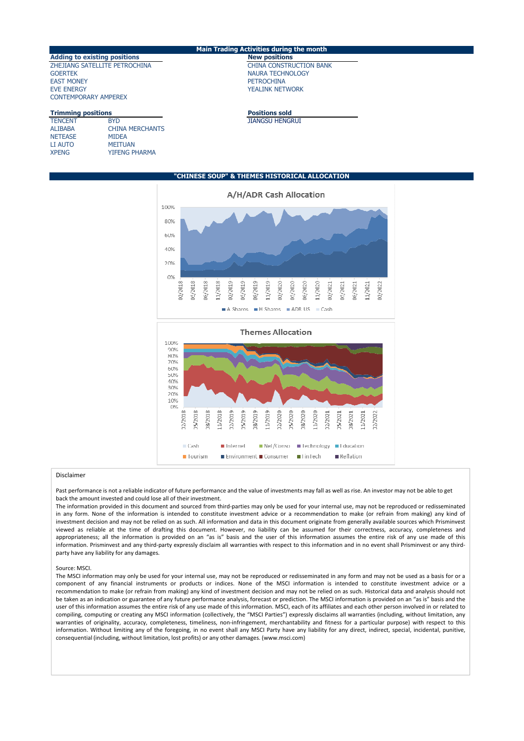## Main Trading Activities during the month

### Adding to existing positions

ZHEJIANG SATELLITE PETROCHINA
GOERTEK
EAST MONEY
EVE ENERGY
CONTEMPORARY AMPEREX

### New positions

CHINA CONSTRUCTION BANK
NAURA TECHNOLOGY
PETROCHINA
YEALINK NETWORK

### Trimming positions

| | |
|---|---|
| TENCENT | BYD |
| ALIBABA | CHINA MERCHANTS |
| NETEASE | MIDEA |
| LI AUTO | MEITUAN |
| XPENG | YIFENG PHARMA |

### Positions sold

JIANGSU HENGRUI

## "CHINESE SOUP" & THEMES HISTORICAL ALLOCATION

A/H/ADR Cash Allocation

100%
80%
60%
40%
20%
0%

02/2018, 05/2018, 08/2018, 11/2018, 02/2019, 05/2019, 08/2019, 11/2019, 02/2020, 05/2020, 08/2020, 11/2020, 02/2021, 05/2021, 08/2021, 11/2021, 02/2022

A Shares, H Shares, ADR US, Cash

Themes Allocation

100%
90%
80%
70%
60%
50%
40%
30%
20%
10%
0%

02/2018, 05/2018, 08/2018, 11/2018, 02/2019, 05/2019, 08/2019, 11/2019, 02/2020, 05/2020, 08/2020, 11/2020, 02/2021, 05/2021, 08/2021, 11/2021, 02/2022

Cash, Internet, Net/Conso, Technology, Education, Tourism, Environment, Consumer, FinTech, Reflation

### Disclaimer

Past performance is not a reliable indicator of future performance and the value of investments may fall as well as rise. An investor may not be able to get back the amount invested and could lose all of their investment.

The information provided in this document and sourced from third-parties may only be used for your internal use, may not be reproduced or redisseminated in any form. None of the information is intended to constitute investment advice or a recommendation to make (or refrain from making) any kind of investment decision and may not be relied on as such. All information and data in this document originate from generally available sources which Prisminvest viewed as reliable at the time of drafting this document. However, no liability can be assumed for their correctness, accuracy, completeness and appropriateness; all the information is provided on an "as is" basis and the user of this information assumes the entire risk of any use made of this information. Prisminvest and any third-party expressly disclaim all warranties with respect to this information and in no event shall Prisminvest or any third-party have any liability for any damages.

Source: MSCI.

The MSCI information may only be used for your internal use, may not be reproduced or redisseminated in any form and may not be used as a basis for or a component of any financial instruments or products or indices. None of the MSCI information is intended to constitute investment advice or a recommendation to make (or refrain from making) any kind of investment decision and may not be relied on as such. Historical data and analysis should not be taken as an indication or guarantee of any future performance analysis, forecast or prediction. The MSCI information is provided on an "as is" basis and the user of this information assumes the entire risk of any use made of this information. MSCI, each of its affiliates and each other person involved in or related to compiling, computing or creating any MSCI information (collectively, the "MSCI Parties") expressly disclaims all warranties (including, without limitation, any warranties of originality, accuracy, completeness, timeliness, non-infringement, merchantability and fitness for a particular purpose) with respect to this information. Without limiting any of the foregoing, in no event shall any MSCI Party have any liability for any direct, indirect, special, incidental, punitive, consequential (including, without limitation, lost profits) or any other damages. (www.msci.com)